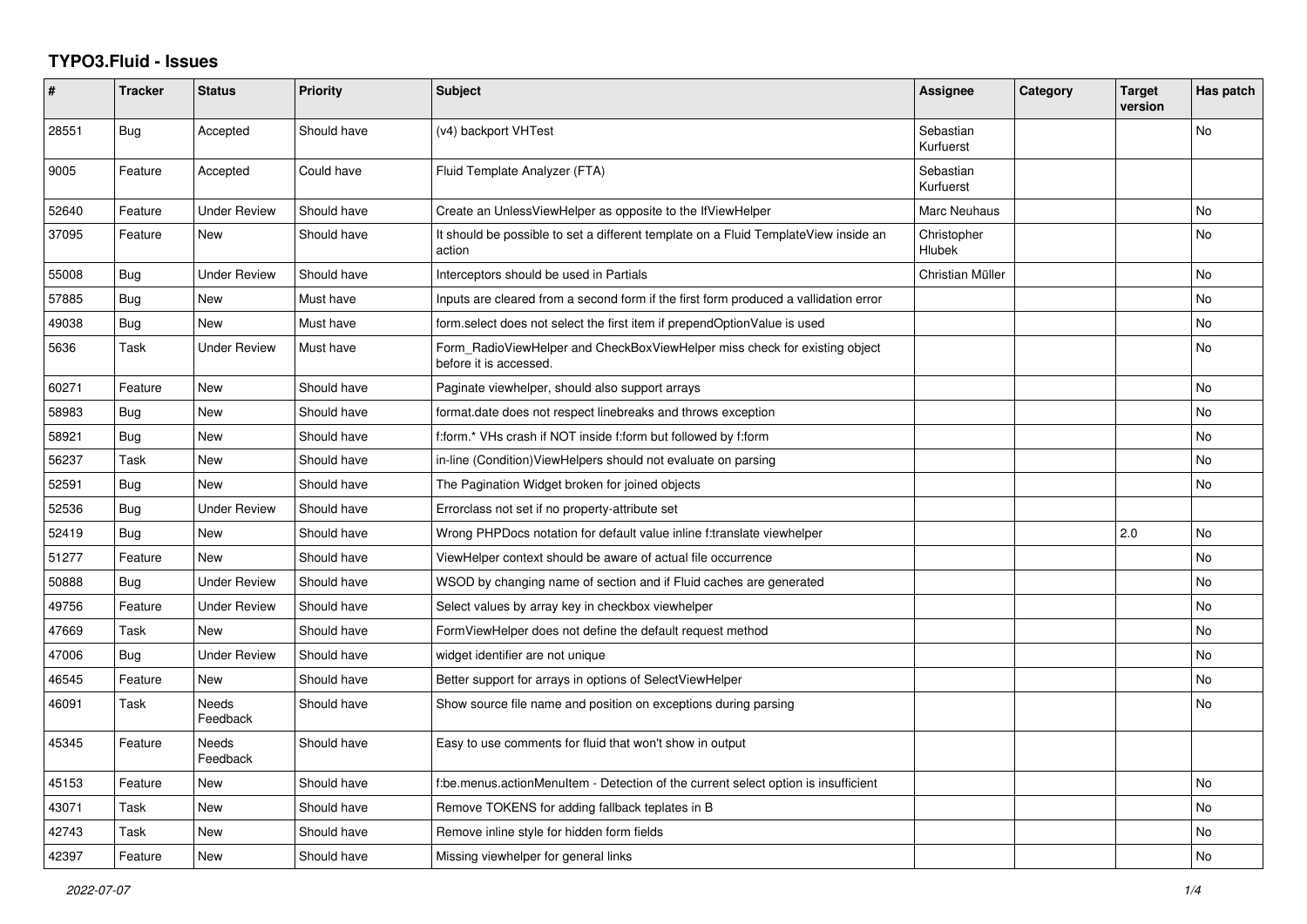# TYPO3.Fluid - Issues

| # | Tracker | Status | Priority | Subject | Assignee | Category | Target version | Has patch |
|---|---|---|---|---|---|---|---|---|
| 28551 | Bug | Accepted | Should have | (v4) backport VHTest | Sebastian Kurfuerst | | | No |
| 9005 | Feature | Accepted | Could have | Fluid Template Analyzer (FTA) | Sebastian Kurfuerst | | | |
| 52640 | Feature | Under Review | Should have | Create an UnlessViewHelper as opposite to the IfViewHelper | Marc Neuhaus | | | No |
| 37095 | Feature | New | Should have | It should be possible to set a different template on a Fluid TemplateView inside an action | Christopher Hlubek | | | No |
| 55008 | Bug | Under Review | Should have | Interceptors should be used in Partials | Christian Müller | | | No |
| 57885 | Bug | New | Must have | Inputs are cleared from a second form if the first form produced a vallidation error | | | | No |
| 49038 | Bug | New | Must have | form.select does not select the first item if prependOptionValue is used | | | | No |
| 5636 | Task | Under Review | Must have | Form_RadioViewHelper and CheckBoxViewHelper miss check for existing object before it is accessed. | | | | No |
| 60271 | Feature | New | Should have | Paginate viewhelper, should also support arrays | | | | No |
| 58983 | Bug | New | Should have | format.date does not respect linebreaks and throws exception | | | | No |
| 58921 | Bug | New | Should have | f:form.* VHs crash if NOT inside f:form but followed by f:form | | | | No |
| 56237 | Task | New | Should have | in-line (Condition)ViewHelpers should not evaluate on parsing | | | | No |
| 52591 | Bug | New | Should have | The Pagination Widget broken for joined objects | | | | No |
| 52536 | Bug | Under Review | Should have | Errorclass not set if no property-attribute set | | | | |
| 52419 | Bug | New | Should have | Wrong PHPDocs notation for default value inline f:translate viewhelper | | | 2.0 | No |
| 51277 | Feature | New | Should have | ViewHelper context should be aware of actual file occurrence | | | | No |
| 50888 | Bug | Under Review | Should have | WSOD by changing name of section and if Fluid caches are generated | | | | No |
| 49756 | Feature | Under Review | Should have | Select values by array key in checkbox viewhelper | | | | No |
| 47669 | Task | New | Should have | FormViewHelper does not define the default request method | | | | No |
| 47006 | Bug | Under Review | Should have | widget identifier are not unique | | | | No |
| 46545 | Feature | New | Should have | Better support for arrays in options of SelectViewHelper | | | | No |
| 46091 | Task | Needs Feedback | Should have | Show source file name and position on exceptions during parsing | | | | No |
| 45345 | Feature | Needs Feedback | Should have | Easy to use comments for fluid that won't show in output | | | | |
| 45153 | Feature | New | Should have | f:be.menus.actionMenuItem - Detection of the current select option is insufficient | | | | No |
| 43071 | Task | New | Should have | Remove TOKENS for adding fallback teplates in B | | | | No |
| 42743 | Task | New | Should have | Remove inline style for hidden form fields | | | | No |
| 42397 | Feature | New | Should have | Missing viewhelper for general links | | | | No |

*2022-07-07*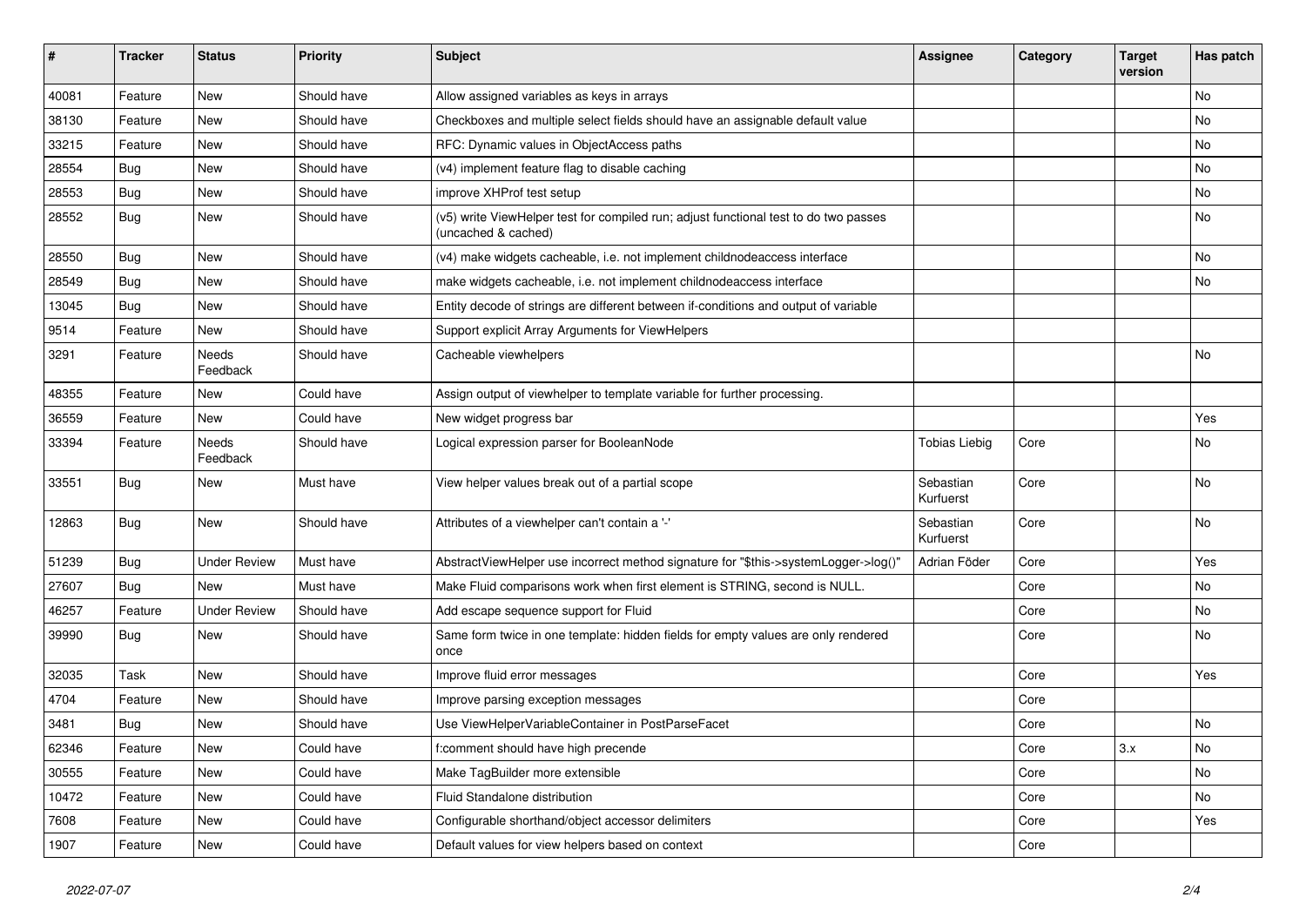| # | Tracker | Status | Priority | Subject | Assignee | Category | Target version | Has patch |
|---|---|---|---|---|---|---|---|---|
| 40081 | Feature | New | Should have | Allow assigned variables as keys in arrays | | | | No |
| 38130 | Feature | New | Should have | Checkboxes and multiple select fields should have an assignable default value | | | | No |
| 33215 | Feature | New | Should have | RFC: Dynamic values in ObjectAccess paths | | | | No |
| 28554 | Bug | New | Should have | (v4) implement feature flag to disable caching | | | | No |
| 28553 | Bug | New | Should have | improve XHProf test setup | | | | No |
| 28552 | Bug | New | Should have | (v5) write ViewHelper test for compiled run; adjust functional test to do two passes (uncached & cached) | | | | No |
| 28550 | Bug | New | Should have | (v4) make widgets cacheable, i.e. not implement childnodeaccess interface | | | | No |
| 28549 | Bug | New | Should have | make widgets cacheable, i.e. not implement childnodeaccess interface | | | | No |
| 13045 | Bug | New | Should have | Entity decode of strings are different between if-conditions and output of variable | | | | |
| 9514 | Feature | New | Should have | Support explicit Array Arguments for ViewHelpers | | | | |
| 3291 | Feature | Needs Feedback | Should have | Cacheable viewhelpers | | | | No |
| 48355 | Feature | New | Could have | Assign output of viewhelper to template variable for further processing. | | | | |
| 36559 | Feature | New | Could have | New widget progress bar | | | | Yes |
| 33394 | Feature | Needs Feedback | Should have | Logical expression parser for BooleanNode | Tobias Liebig | Core | | No |
| 33551 | Bug | New | Must have | View helper values break out of a partial scope | Sebastian Kurfuerst | Core | | No |
| 12863 | Bug | New | Should have | Attributes of a viewhelper can't contain a '-' | Sebastian Kurfuerst | Core | | No |
| 51239 | Bug | Under Review | Must have | AbstractViewHelper use incorrect method signature for "$this->systemLogger->log()" | Adrian Föder | Core | | Yes |
| 27607 | Bug | New | Must have | Make Fluid comparisons work when first element is STRING, second is NULL. | | Core | | No |
| 46257 | Feature | Under Review | Should have | Add escape sequence support for Fluid | | Core | | No |
| 39990 | Bug | New | Should have | Same form twice in one template: hidden fields for empty values are only rendered once | | Core | | No |
| 32035 | Task | New | Should have | Improve fluid error messages | | Core | | Yes |
| 4704 | Feature | New | Should have | Improve parsing exception messages | | Core | | |
| 3481 | Bug | New | Should have | Use ViewHelperVariableContainer in PostParseFacet | | Core | | No |
| 62346 | Feature | New | Could have | f:comment should have high precende | | Core | 3.x | No |
| 30555 | Feature | New | Could have | Make TagBuilder more extensible | | Core | | No |
| 10472 | Feature | New | Could have | Fluid Standalone distribution | | Core | | No |
| 7608 | Feature | New | Could have | Configurable shorthand/object accessor delimiters | | Core | | Yes |
| 1907 | Feature | New | Could have | Default values for view helpers based on context | | Core | | |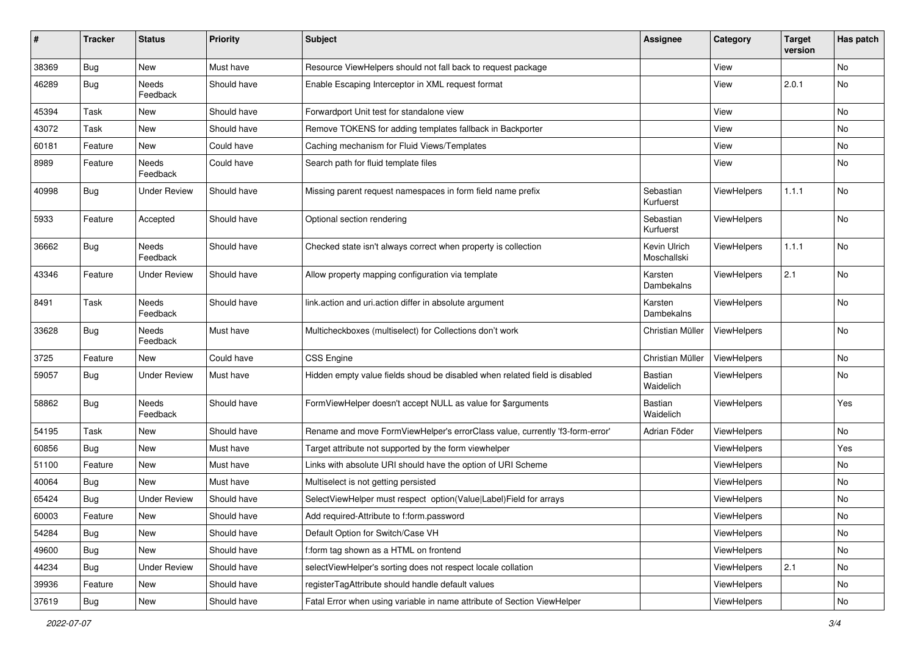| # | Tracker | Status | Priority | Subject | Assignee | Category | Target version | Has patch |
|---|---|---|---|---|---|---|---|---|
| 38369 | Bug | New | Must have | Resource ViewHelpers should not fall back to request package | | View | | No |
| 46289 | Bug | Needs Feedback | Should have | Enable Escaping Interceptor in XML request format | | View | 2.0.1 | No |
| 45394 | Task | New | Should have | Forwardport Unit test for standalone view | | View | | No |
| 43072 | Task | New | Should have | Remove TOKENS for adding templates fallback in Backporter | | View | | No |
| 60181 | Feature | New | Could have | Caching mechanism for Fluid Views/Templates | | View | | No |
| 8989 | Feature | Needs Feedback | Could have | Search path for fluid template files | | View | | No |
| 40998 | Bug | Under Review | Should have | Missing parent request namespaces in form field name prefix | Sebastian Kurfuerst | ViewHelpers | 1.1.1 | No |
| 5933 | Feature | Accepted | Should have | Optional section rendering | Sebastian Kurfuerst | ViewHelpers | | No |
| 36662 | Bug | Needs Feedback | Should have | Checked state isn't always correct when property is collection | Kevin Ulrich Moschallski | ViewHelpers | 1.1.1 | No |
| 43346 | Feature | Under Review | Should have | Allow property mapping configuration via template | Karsten Dambekalns | ViewHelpers | 2.1 | No |
| 8491 | Task | Needs Feedback | Should have | link.action and uri.action differ in absolute argument | Karsten Dambekalns | ViewHelpers | | No |
| 33628 | Bug | Needs Feedback | Must have | Multicheckboxes (multiselect) for Collections don't work | Christian Müller | ViewHelpers | | No |
| 3725 | Feature | New | Could have | CSS Engine | Christian Müller | ViewHelpers | | No |
| 59057 | Bug | Under Review | Must have | Hidden empty value fields shoud be disabled when related field is disabled | Bastian Waidelich | ViewHelpers | | No |
| 58862 | Bug | Needs Feedback | Should have | FormViewHelper doesn't accept NULL as value for $arguments | Bastian Waidelich | ViewHelpers | | Yes |
| 54195 | Task | New | Should have | Rename and move FormViewHelper's errorClass value, currently 'f3-form-error' | Adrian Föder | ViewHelpers | | No |
| 60856 | Bug | New | Must have | Target attribute not supported by the form viewhelper | | ViewHelpers | | Yes |
| 51100 | Feature | New | Must have | Links with absolute URI should have the option of URI Scheme | | ViewHelpers | | No |
| 40064 | Bug | New | Must have | Multiselect is not getting persisted | | ViewHelpers | | No |
| 65424 | Bug | Under Review | Should have | SelectViewHelper must respect option(Value\|Label)Field for arrays | | ViewHelpers | | No |
| 60003 | Feature | New | Should have | Add required-Attribute to f:form.password | | ViewHelpers | | No |
| 54284 | Bug | New | Should have | Default Option for Switch/Case VH | | ViewHelpers | | No |
| 49600 | Bug | New | Should have | f:form tag shown as a HTML on frontend | | ViewHelpers | | No |
| 44234 | Bug | Under Review | Should have | selectViewHelper's sorting does not respect locale collation | | ViewHelpers | 2.1 | No |
| 39936 | Feature | New | Should have | registerTagAttribute should handle default values | | ViewHelpers | | No |
| 37619 | Bug | New | Should have | Fatal Error when using variable in name attribute of Section ViewHelper | | ViewHelpers | | No |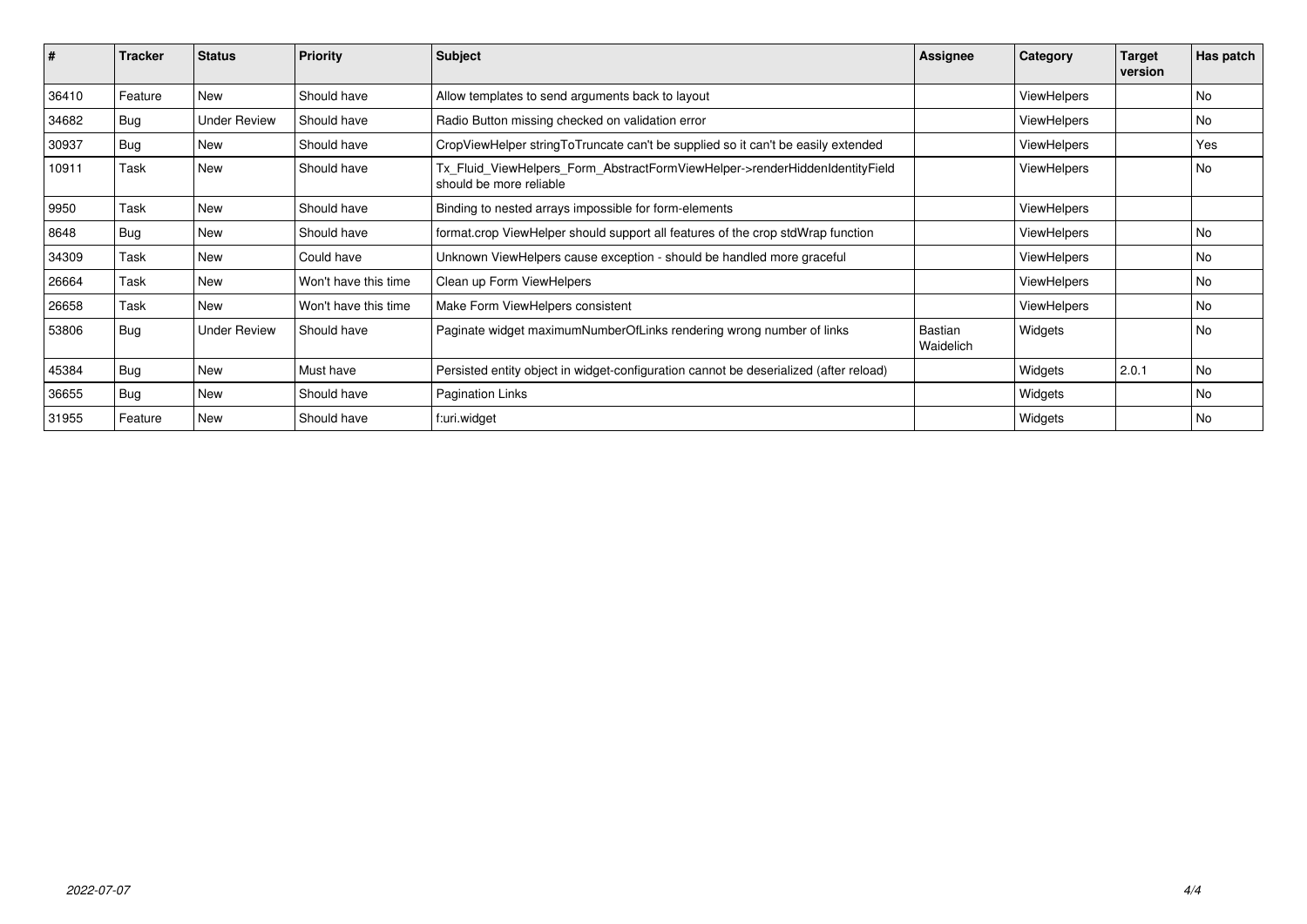| # | Tracker | Status | Priority | Subject | Assignee | Category | Target version | Has patch |
|---|---|---|---|---|---|---|---|---|
| 36410 | Feature | New | Should have | Allow templates to send arguments back to layout | | ViewHelpers | | No |
| 34682 | Bug | Under Review | Should have | Radio Button missing checked on validation error | | ViewHelpers | | No |
| 30937 | Bug | New | Should have | CropViewHelper stringToTruncate can't be supplied so it can't be easily extended | | ViewHelpers | | Yes |
| 10911 | Task | New | Should have | Tx_Fluid_ViewHelpers_Form_AbstractFormViewHelper->renderHiddenIdentityField should be more reliable | | ViewHelpers | | No |
| 9950 | Task | New | Should have | Binding to nested arrays impossible for form-elements | | ViewHelpers | | |
| 8648 | Bug | New | Should have | format.crop ViewHelper should support all features of the crop stdWrap function | | ViewHelpers | | No |
| 34309 | Task | New | Could have | Unknown ViewHelpers cause exception - should be handled more graceful | | ViewHelpers | | No |
| 26664 | Task | New | Won't have this time | Clean up Form ViewHelpers | | ViewHelpers | | No |
| 26658 | Task | New | Won't have this time | Make Form ViewHelpers consistent | | ViewHelpers | | No |
| 53806 | Bug | Under Review | Should have | Paginate widget maximumNumberOfLinks rendering wrong number of links | Bastian Waidelich | Widgets | | No |
| 45384 | Bug | New | Must have | Persisted entity object in widget-configuration cannot be deserialized (after reload) | | Widgets | 2.0.1 | No |
| 36655 | Bug | New | Should have | Pagination Links | | Widgets | | No |
| 31955 | Feature | New | Should have | f:uri.widget | | Widgets | | No |